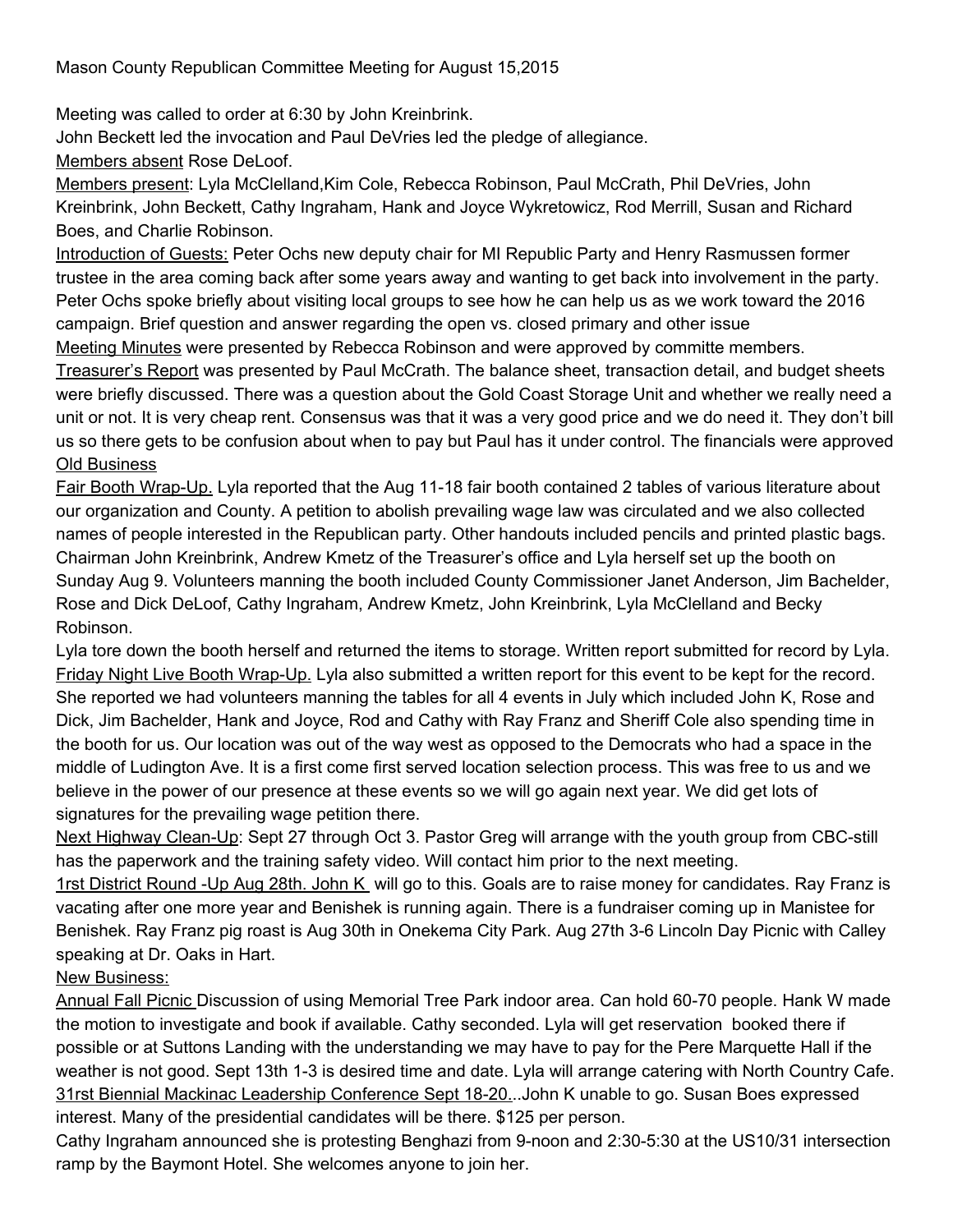Mason County Republican Committee Meeting for August 15,2015

Meeting was called to order at 6:30 by John Kreinbrink.

John Beckett led the invocation and Paul DeVries led the pledge of allegiance.

Members absent Rose DeLoof.

Members present: Lyla McClelland,Kim Cole, Rebecca Robinson, Paul McCrath, Phil DeVries, John Kreinbrink, John Beckett, Cathy Ingraham, Hank and Joyce Wykretowicz, Rod Merrill, Susan and Richard Boes, and Charlie Robinson.

Introduction of Guests: Peter Ochs new deputy chair for MI Republic Party and Henry Rasmussen former trustee in the area coming back after some years away and wanting to get back into involvement in the party. Peter Ochs spoke briefly about visiting local groups to see how he can help us as we work toward the 2016 campaign. Brief question and answer regarding the open vs. closed primary and other issue

Meeting Minutes were presented by Rebecca Robinson and were approved by committe members.

Treasurer's Report was presented by Paul McCrath. The balance sheet, transaction detail, and budget sheets were briefly discussed. There was a question about the Gold Coast Storage Unit and whether we really need a unit or not. It is very cheap rent. Consensus was that it was a very good price and we do need it. They don't bill us so there gets to be confusion about when to pay but Paul has it under control. The financials were approved

Old Business

Fair Booth Wrap-Up. Lyla reported that the Aug 11-18 fair booth contained 2 tables of various literature about our organization and County. A petition to abolish prevailing wage law was circulated and we also collected names of people interested in the Republican party. Other handouts included pencils and printed plastic bags. Chairman John Kreinbrink, Andrew Kmetz of the Treasurer's office and Lyla herself set up the booth on Sunday Aug 9. Volunteers manning the booth included County Commissioner Janet Anderson, Jim Bachelder, Rose and Dick DeLoof, Cathy Ingraham, Andrew Kmetz, John Kreinbrink, Lyla McClelland and Becky Robinson.

Lyla tore down the booth herself and returned the items to storage. Written report submitted for record by Lyla.

Friday Night Live Booth Wrap-Up. Lyla also submitted a written report for this event to be kept for the record. She reported we had volunteers manning the tables for all 4 events in July which included John K, Rose and Dick, Jim Bachelder, Hank and Joyce, Rod and Cathy with Ray Franz and Sheriff Cole also spending time in the booth for us. Our location was out of the way west as opposed to the Democrats who had a space in the middle of Ludington Ave. It is a first come first served location selection process. This was free to us and we believe in the power of our presence at these events so we will go again next year. We did get lots of signatures for the prevailing wage petition there.

Next Highway Clean-Up: Sept 27 through Oct 3. Pastor Greg will arrange with the youth group from CBC-still has the paperwork and the training safety video. Will contact him prior to the next meeting.

1rst District Round -Up Aug 28th. John K will go to this. Goals are to raise money for candidates. Ray Franz is vacating after one more year and Benishek is running again. There is a fundraiser coming up in Manistee for Benishek. Ray Franz pig roast is Aug 30th in Onekema City Park. Aug 27th 3-6 Lincoln Day Picnic with Calley speaking at Dr. Oaks in Hart.

New Business:

Annual Fall Picnic Discussion of using Memorial Tree Park indoor area. Can hold 60-70 people. Hank W made the motion to investigate and book if available. Cathy seconded. Lyla will get reservation booked there if possible or at Suttons Landing with the understanding we may have to pay for the Pere Marquette Hall if the weather is not good. Sept 13th 1-3 is desired time and date. Lyla will arrange catering with North Country Cafe.

31rst Biennial Mackinac Leadership Conference Sept 18-20...John K unable to go. Susan Boes expressed interest. Many of the presidential candidates will be there. $125 per person.

Cathy Ingraham announced she is protesting Benghazi from 9-noon and 2:30-5:30 at the US10/31 intersection ramp by the Baymont Hotel. She welcomes anyone to join her.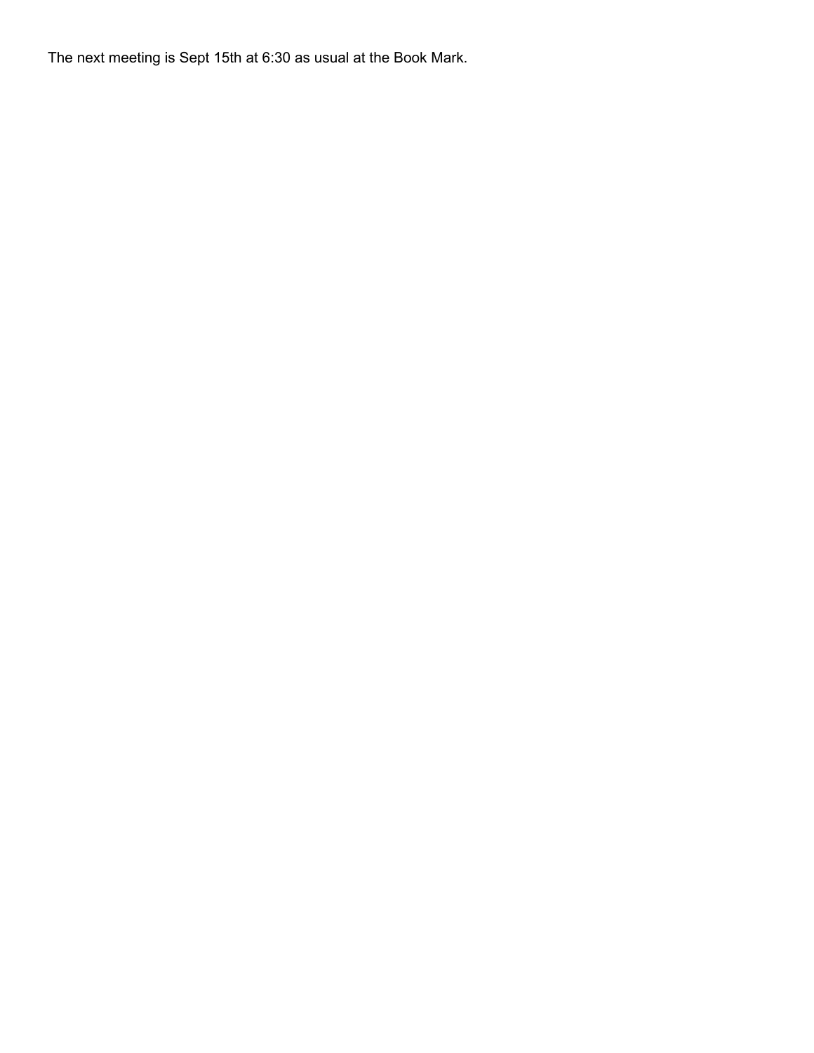The next meeting is Sept 15th at 6:30 as usual at the Book Mark.